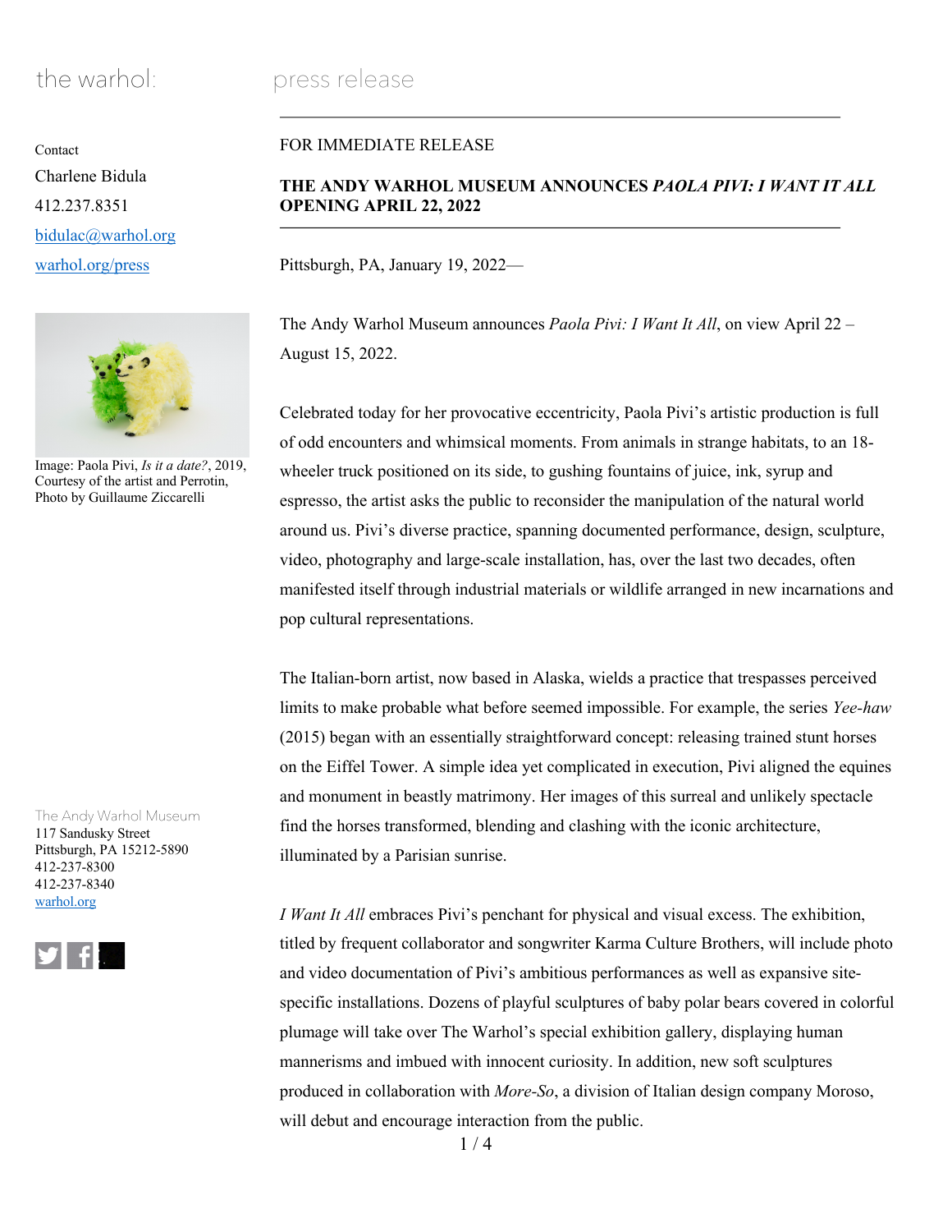the warhol: press release

Contact
Charlene Bidula
412.237.8351
bidulac@warhol.org
warhol.org/press

Image: Paola Pivi, *Is it a date?*, 2019, Courtesy of the artist and Perrotin, Photo by Guillaume Ziccarelli

The Andy Warhol Museum
117 Sandusky Street
Pittsburgh, PA 15212-5890
412-237-8300
412-237-8340
warhol.org

FOR IMMEDIATE RELEASE

**THE ANDY WARHOL MUSEUM ANNOUNCES *PAOLA PIVI: I WANT IT ALL* OPENING APRIL 22, 2022**

Pittsburgh, PA, January 19, 2022—

The Andy Warhol Museum announces *Paola Pivi: I Want It All*, on view April 22 – August 15, 2022.

Celebrated today for her provocative eccentricity, Paola Pivi's artistic production is full of odd encounters and whimsical moments. From animals in strange habitats, to an 18-wheeler truck positioned on its side, to gushing fountains of juice, ink, syrup and espresso, the artist asks the public to reconsider the manipulation of the natural world around us. Pivi's diverse practice, spanning documented performance, design, sculpture, video, photography and large-scale installation, has, over the last two decades, often manifested itself through industrial materials or wildlife arranged in new incarnations and pop cultural representations.

The Italian-born artist, now based in Alaska, wields a practice that trespasses perceived limits to make probable what before seemed impossible. For example, the series *Yee-haw* (2015) began with an essentially straightforward concept: releasing trained stunt horses on the Eiffel Tower. A simple idea yet complicated in execution, Pivi aligned the equines and monument in beastly matrimony. Her images of this surreal and unlikely spectacle find the horses transformed, blending and clashing with the iconic architecture, illuminated by a Parisian sunrise.

*I Want It All* embraces Pivi's penchant for physical and visual excess. The exhibition, titled by frequent collaborator and songwriter Karma Culture Brothers, will include photo and video documentation of Pivi's ambitious performances as well as expansive site-specific installations. Dozens of playful sculptures of baby polar bears covered in colorful plumage will take over The Warhol's special exhibition gallery, displaying human mannerisms and imbued with innocent curiosity. In addition, new soft sculptures produced in collaboration with *More-So*, a division of Italian design company Moroso, will debut and encourage interaction from the public.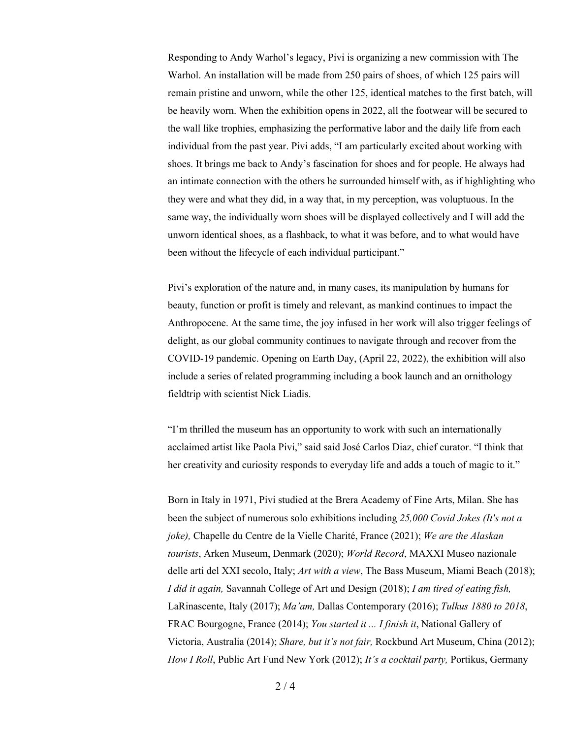Responding to Andy Warhol's legacy, Pivi is organizing a new commission with The Warhol. An installation will be made from 250 pairs of shoes, of which 125 pairs will remain pristine and unworn, while the other 125, identical matches to the first batch, will be heavily worn. When the exhibition opens in 2022, all the footwear will be secured to the wall like trophies, emphasizing the performative labor and the daily life from each individual from the past year. Pivi adds, "I am particularly excited about working with shoes. It brings me back to Andy's fascination for shoes and for people. He always had an intimate connection with the others he surrounded himself with, as if highlighting who they were and what they did, in a way that, in my perception, was voluptuous. In the same way, the individually worn shoes will be displayed collectively and I will add the unworn identical shoes, as a flashback, to what it was before, and to what would have been without the lifecycle of each individual participant."

Pivi's exploration of the nature and, in many cases, its manipulation by humans for beauty, function or profit is timely and relevant, as mankind continues to impact the Anthropocene. At the same time, the joy infused in her work will also trigger feelings of delight, as our global community continues to navigate through and recover from the COVID-19 pandemic. Opening on Earth Day, (April 22, 2022), the exhibition will also include a series of related programming including a book launch and an ornithology fieldtrip with scientist Nick Liadis.

"I'm thrilled the museum has an opportunity to work with such an internationally acclaimed artist like Paola Pivi," said said José Carlos Diaz, chief curator. "I think that her creativity and curiosity responds to everyday life and adds a touch of magic to it."

Born in Italy in 1971, Pivi studied at the Brera Academy of Fine Arts, Milan. She has been the subject of numerous solo exhibitions including *25,000 Covid Jokes (It's not a joke),* Chapelle du Centre de la Vielle Charité, France (2021); *We are the Alaskan tourists*, Arken Museum, Denmark (2020); *World Record*, MAXXI Museo nazionale delle arti del XXI secolo, Italy; *Art with a view*, The Bass Museum, Miami Beach (2018); *I did it again,* Savannah College of Art and Design (2018); *I am tired of eating fish,* LaRinascente, Italy (2017); *Ma'am,* Dallas Contemporary (2016); *Tulkus 1880 to 2018*, FRAC Bourgogne, France (2014); *You started it ... I finish it*, National Gallery of Victoria, Australia (2014); *Share, but it's not fair,* Rockbund Art Museum, China (2012); *How I Roll*, Public Art Fund New York (2012); *It's a cocktail party,* Portikus, Germany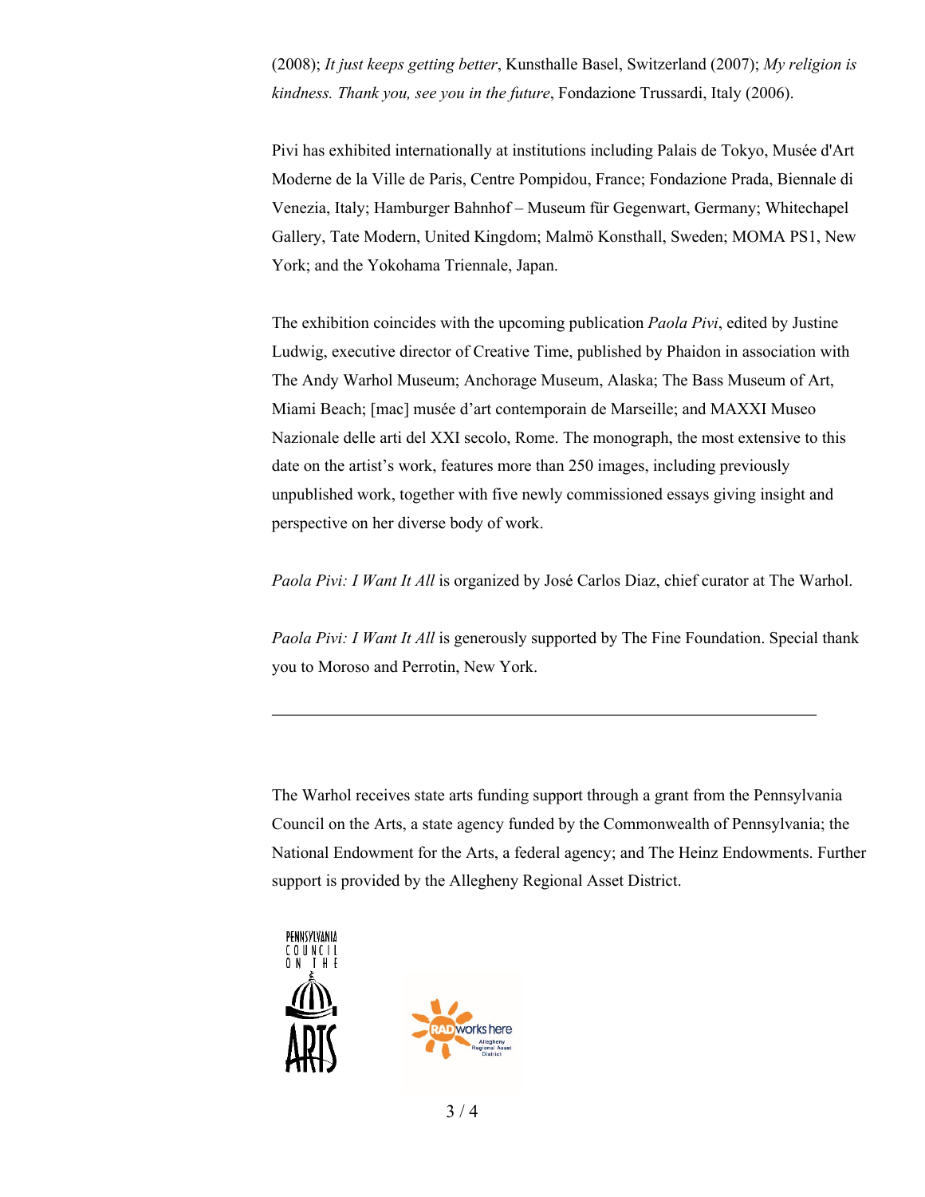(2008); *It just keeps getting better*, Kunsthalle Basel, Switzerland (2007); *My religion is kindness. Thank you, see you in the future*, Fondazione Trussardi, Italy (2006).

Pivi has exhibited internationally at institutions including Palais de Tokyo, Musée d'Art Moderne de la Ville de Paris, Centre Pompidou, France; Fondazione Prada, Biennale di Venezia, Italy; Hamburger Bahnhof – Museum für Gegenwart, Germany; Whitechapel Gallery, Tate Modern, United Kingdom; Malmö Konsthall, Sweden; MOMA PS1, New York; and the Yokohama Triennale, Japan.

The exhibition coincides with the upcoming publication *Paola Pivi*, edited by Justine Ludwig, executive director of Creative Time, published by Phaidon in association with The Andy Warhol Museum; Anchorage Museum, Alaska; The Bass Museum of Art, Miami Beach; [mac] musée d'art contemporain de Marseille; and MAXXI Museo Nazionale delle arti del XXI secolo, Rome. The monograph, the most extensive to this date on the artist's work, features more than 250 images, including previously unpublished work, together with five newly commissioned essays giving insight and perspective on her diverse body of work.

*Paola Pivi: I Want It All* is organized by José Carlos Diaz, chief curator at The Warhol.

*Paola Pivi: I Want It All* is generously supported by The Fine Foundation. Special thank you to Moroso and Perrotin, New York.

---

The Warhol receives state arts funding support through a grant from the Pennsylvania Council on the Arts, a state agency funded by the Commonwealth of Pennsylvania; the National Endowment for the Arts, a federal agency; and The Heinz Endowments. Further support is provided by the Allegheny Regional Asset District.

PENNSYLVANIA COUNCIL ON THE ARTS

RAD works here Allegheny Regional Asset District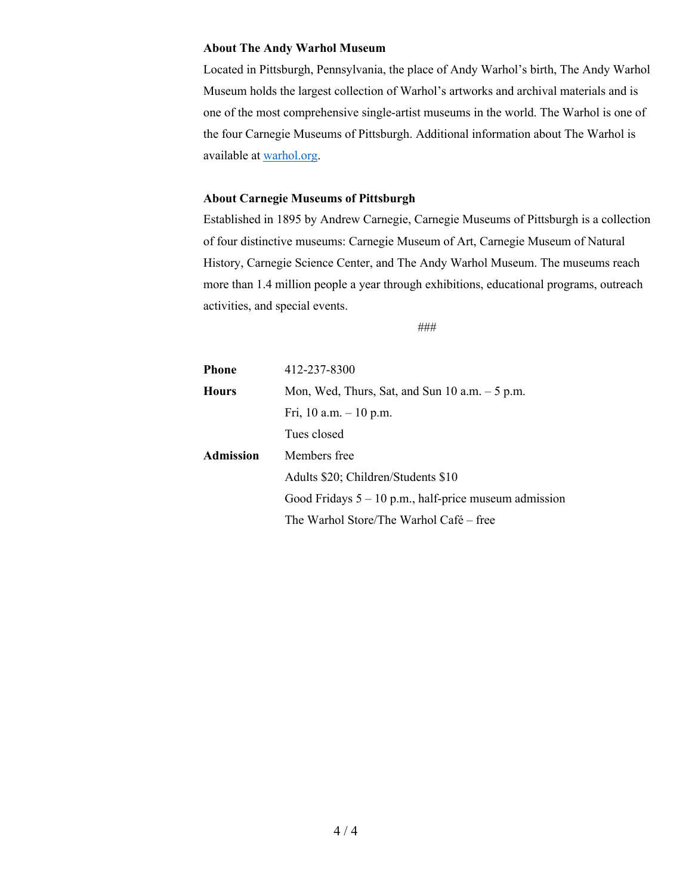**About The Andy Warhol Museum**

Located in Pittsburgh, Pennsylvania, the place of Andy Warhol's birth, The Andy Warhol Museum holds the largest collection of Warhol's artworks and archival materials and is one of the most comprehensive single-artist museums in the world. The Warhol is one of the four Carnegie Museums of Pittsburgh. Additional information about The Warhol is available at [warhol.org](https://warhol.org).

**About Carnegie Museums of Pittsburgh**

Established in 1895 by Andrew Carnegie, Carnegie Museums of Pittsburgh is a collection of four distinctive museums: Carnegie Museum of Art, Carnegie Museum of Natural History, Carnegie Science Center, and The Andy Warhol Museum. The museums reach more than 1.4 million people a year through exhibitions, educational programs, outreach activities, and special events.

###

| | |
|---|---|
| **Phone** | 412-237-8300 |
| **Hours** | Mon, Wed, Thurs, Sat, and Sun 10 a.m. – 5 p.m. |
| | Fri, 10 a.m. – 10 p.m. |
| | Tues closed |
| **Admission** | Members free |
| | Adults $20; Children/Students $10 |
| | Good Fridays 5 – 10 p.m., half-price museum admission |
| | The Warhol Store/The Warhol Café – free |